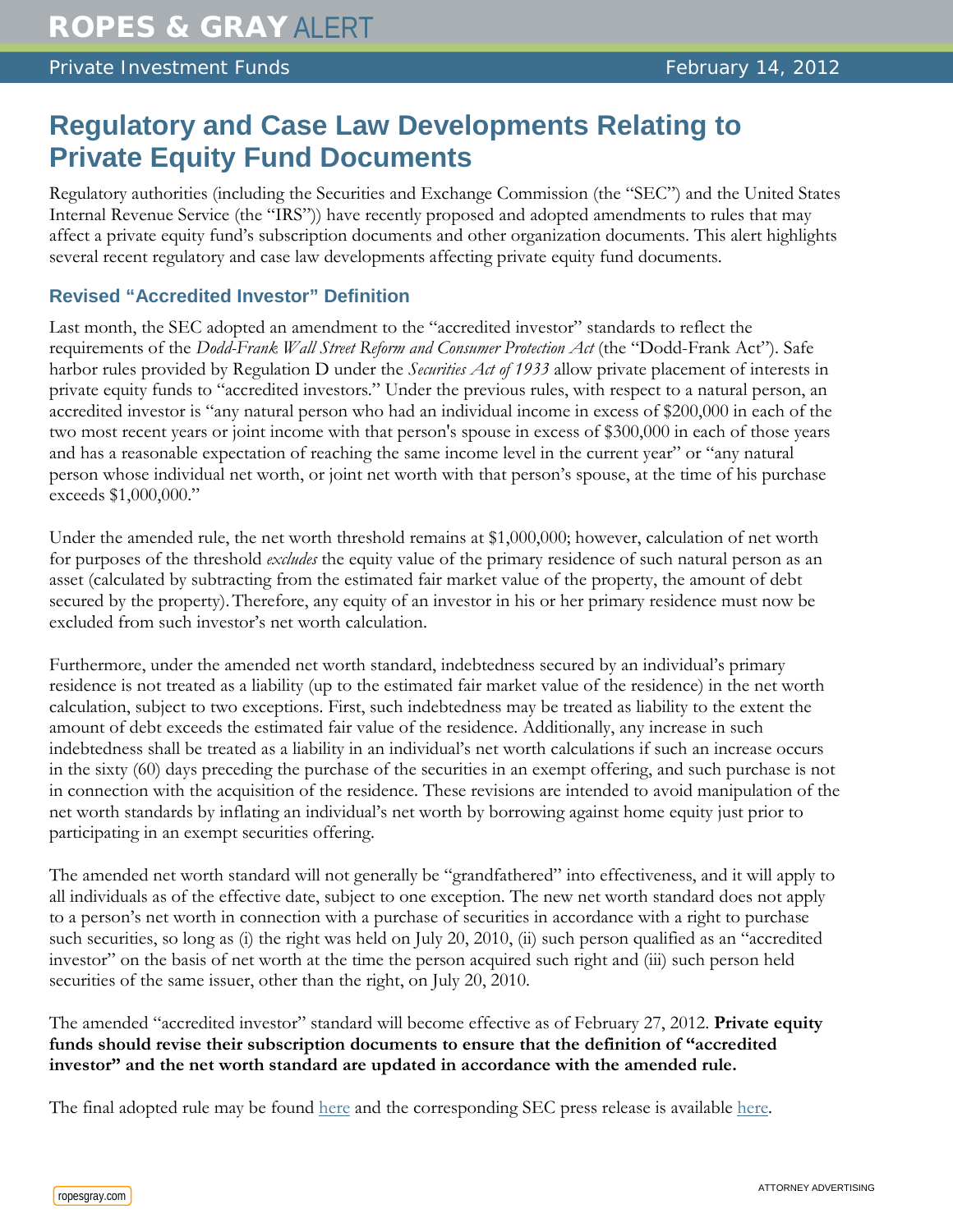# Regulatory and Case Law Developments Relating to Private Equity Fund Documents

Regulatory authorities (including the Securities and Exchange Commission (the "SEC") and the United States Internal Revenue Service (the "IRS")) have recently proposed and adopted amendments to rules that may affect a private equity fund's subscription documents and other organization documents. This alert highlights several recent regulatory and case law developments affecting private equity fund documents.

## Revised "Accredited Investor" Definition

Last month, the SEC adopted an amendment to the "accredited investor" standards to reflect the requirements of the *Dodd-Frank Wall Street Reform and Consumer Protection Act* (the "Dodd-Frank Act"). Safe harbor rules provided by Regulation D under the *Securities Act of 1933* allow private placement of interests in private equity funds to "accredited investors." Under the previous rules, with respect to a natural person, an accredited investor is "any natural person who had an individual income in excess of $200,000 in each of the two most recent years or joint income with that person's spouse in excess of $300,000 in each of those years and has a reasonable expectation of reaching the same income level in the current year" or "any natural person whose individual net worth, or joint net worth with that person's spouse, at the time of his purchase exceeds $1,000,000."

Under the amended rule, the net worth threshold remains at $1,000,000; however, calculation of net worth for purposes of the threshold *excludes* the equity value of the primary residence of such natural person as an asset (calculated by subtracting from the estimated fair market value of the property, the amount of debt secured by the property). Therefore, any equity of an investor in his or her primary residence must now be excluded from such investor's net worth calculation.

Furthermore, under the amended net worth standard, indebtedness secured by an individual's primary residence is not treated as a liability (up to the estimated fair market value of the residence) in the net worth calculation, subject to two exceptions. First, such indebtedness may be treated as liability to the extent the amount of debt exceeds the estimated fair value of the residence. Additionally, any increase in such indebtedness shall be treated as a liability in an individual's net worth calculations if such an increase occurs in the sixty (60) days preceding the purchase of the securities in an exempt offering, and such purchase is not in connection with the acquisition of the residence. These revisions are intended to avoid manipulation of the net worth standards by inflating an individual's net worth by borrowing against home equity just prior to participating in an exempt securities offering.

The amended net worth standard will not generally be "grandfathered" into effectiveness, and it will apply to all individuals as of the effective date, subject to one exception. The new net worth standard does not apply to a person's net worth in connection with a purchase of securities in accordance with a right to purchase such securities, so long as (i) the right was held on July 20, 2010, (ii) such person qualified as an "accredited investor" on the basis of net worth at the time the person acquired such right and (iii) such person held securities of the same issuer, other than the right, on July 20, 2010.

The amended "accredited investor" standard will become effective as of February 27, 2012. **Private equity funds should revise their subscription documents to ensure that the definition of "accredited investor" and the net worth standard are updated in accordance with the amended rule.**

The final adopted rule may be found here and the corresponding SEC press release is available here.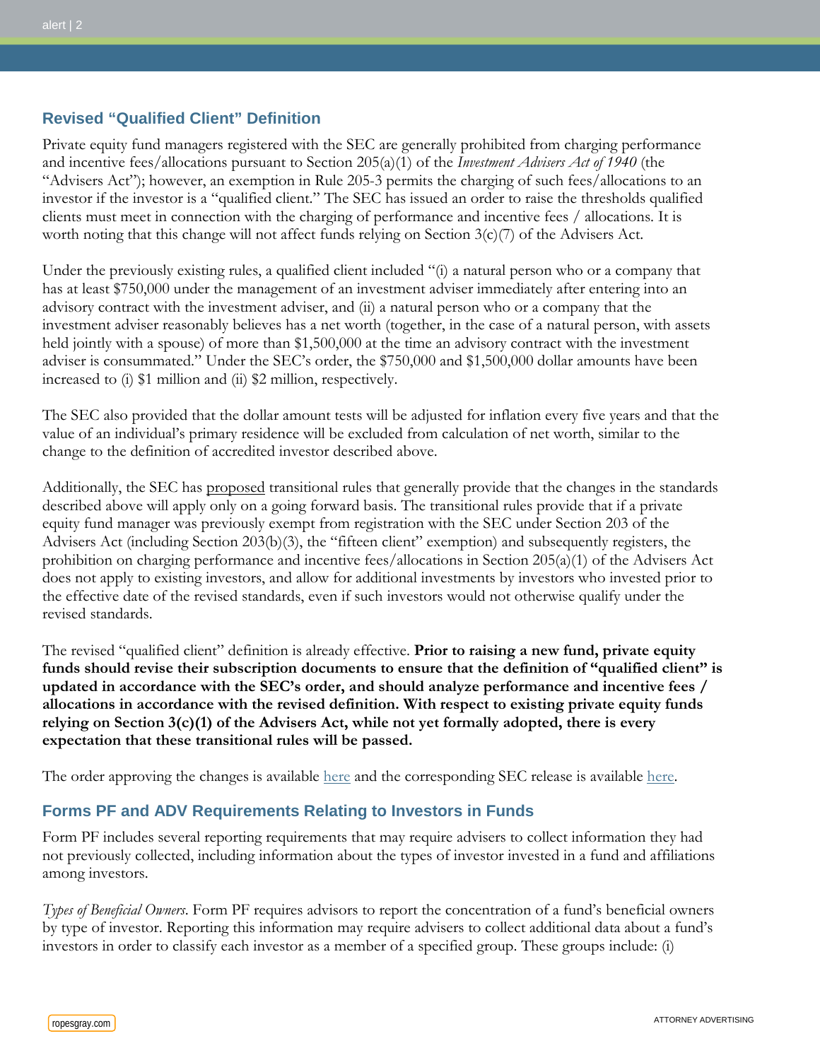## Revised "Qualified Client" Definition

Private equity fund managers registered with the SEC are generally prohibited from charging performance and incentive fees/allocations pursuant to Section 205(a)(1) of the *Investment Advisers Act of 1940* (the "Advisers Act"); however, an exemption in Rule 205-3 permits the charging of such fees/allocations to an investor if the investor is a "qualified client." The SEC has issued an order to raise the thresholds qualified clients must meet in connection with the charging of performance and incentive fees / allocations. It is worth noting that this change will not affect funds relying on Section 3(c)(7) of the Advisers Act.

Under the previously existing rules, a qualified client included "(i) a natural person who or a company that has at least $750,000 under the management of an investment adviser immediately after entering into an advisory contract with the investment adviser, and (ii) a natural person who or a company that the investment adviser reasonably believes has a net worth (together, in the case of a natural person, with assets held jointly with a spouse) of more than $1,500,000 at the time an advisory contract with the investment adviser is consummated." Under the SEC's order, the $750,000 and $1,500,000 dollar amounts have been increased to (i) $1 million and (ii) $2 million, respectively.

The SEC also provided that the dollar amount tests will be adjusted for inflation every five years and that the value of an individual's primary residence will be excluded from calculation of net worth, similar to the change to the definition of accredited investor described above.

Additionally, the SEC has proposed transitional rules that generally provide that the changes in the standards described above will apply only on a going forward basis. The transitional rules provide that if a private equity fund manager was previously exempt from registration with the SEC under Section 203 of the Advisers Act (including Section 203(b)(3), the "fifteen client" exemption) and subsequently registers, the prohibition on charging performance and incentive fees/allocations in Section 205(a)(1) of the Advisers Act does not apply to existing investors, and allow for additional investments by investors who invested prior to the effective date of the revised standards, even if such investors would not otherwise qualify under the revised standards.

The revised "qualified client" definition is already effective. **Prior to raising a new fund, private equity funds should revise their subscription documents to ensure that the definition of "qualified client" is updated in accordance with the SEC's order, and should analyze performance and incentive fees / allocations in accordance with the revised definition. With respect to existing private equity funds relying on Section 3(c)(1) of the Advisers Act, while not yet formally adopted, there is every expectation that these transitional rules will be passed.**

The order approving the changes is available here and the corresponding SEC release is available here.

## Forms PF and ADV Requirements Relating to Investors in Funds

Form PF includes several reporting requirements that may require advisers to collect information they had not previously collected, including information about the types of investor invested in a fund and affiliations among investors.

*Types of Beneficial Owners*. Form PF requires advisors to report the concentration of a fund's beneficial owners by type of investor. Reporting this information may require advisers to collect additional data about a fund's investors in order to classify each investor as a member of a specified group. These groups include: (i)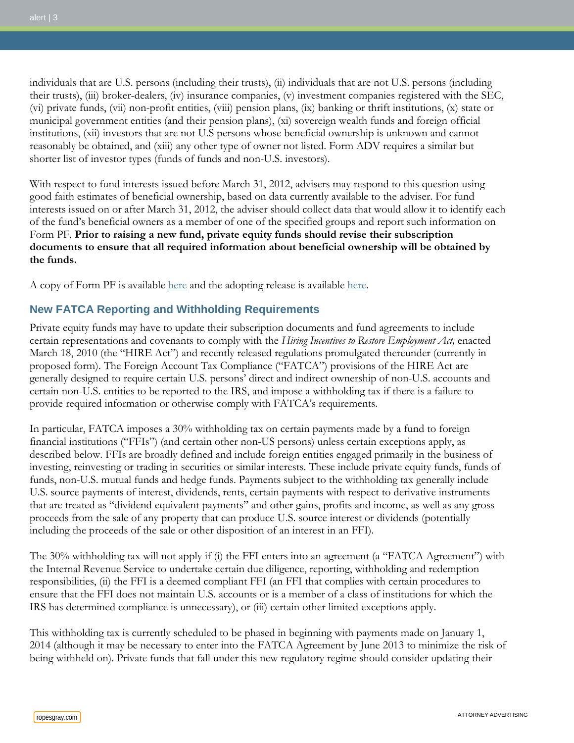individuals that are U.S. persons (including their trusts), (ii) individuals that are not U.S. persons (including their trusts), (iii) broker-dealers, (iv) insurance companies, (v) investment companies registered with the SEC, (vi) private funds, (vii) non-profit entities, (viii) pension plans, (ix) banking or thrift institutions, (x) state or municipal government entities (and their pension plans), (xi) sovereign wealth funds and foreign official institutions, (xii) investors that are not U.S persons whose beneficial ownership is unknown and cannot reasonably be obtained, and (xiii) any other type of owner not listed. Form ADV requires a similar but shorter list of investor types (funds of funds and non-U.S. investors).

With respect to fund interests issued before March 31, 2012, advisers may respond to this question using good faith estimates of beneficial ownership, based on data currently available to the adviser. For fund interests issued on or after March 31, 2012, the adviser should collect data that would allow it to identify each of the fund's beneficial owners as a member of one of the specified groups and report such information on Form PF. **Prior to raising a new fund, private equity funds should revise their subscription documents to ensure that all required information about beneficial ownership will be obtained by the funds.**

A copy of Form PF is available here and the adopting release is available here.

## New FATCA Reporting and Withholding Requirements

Private equity funds may have to update their subscription documents and fund agreements to include certain representations and covenants to comply with the *Hiring Incentives to Restore Employment Act,* enacted March 18, 2010 (the "HIRE Act") and recently released regulations promulgated thereunder (currently in proposed form). The Foreign Account Tax Compliance ("FATCA") provisions of the HIRE Act are generally designed to require certain U.S. persons' direct and indirect ownership of non-U.S. accounts and certain non-U.S. entities to be reported to the IRS, and impose a withholding tax if there is a failure to provide required information or otherwise comply with FATCA's requirements.

In particular, FATCA imposes a 30% withholding tax on certain payments made by a fund to foreign financial institutions ("FFIs") (and certain other non-US persons) unless certain exceptions apply, as described below. FFIs are broadly defined and include foreign entities engaged primarily in the business of investing, reinvesting or trading in securities or similar interests. These include private equity funds, funds of funds, non-U.S. mutual funds and hedge funds. Payments subject to the withholding tax generally include U.S. source payments of interest, dividends, rents, certain payments with respect to derivative instruments that are treated as "dividend equivalent payments" and other gains, profits and income, as well as any gross proceeds from the sale of any property that can produce U.S. source interest or dividends (potentially including the proceeds of the sale or other disposition of an interest in an FFI).

The 30% withholding tax will not apply if (i) the FFI enters into an agreement (a "FATCA Agreement") with the Internal Revenue Service to undertake certain due diligence, reporting, withholding and redemption responsibilities, (ii) the FFI is a deemed compliant FFI (an FFI that complies with certain procedures to ensure that the FFI does not maintain U.S. accounts or is a member of a class of institutions for which the IRS has determined compliance is unnecessary), or (iii) certain other limited exceptions apply.

This withholding tax is currently scheduled to be phased in beginning with payments made on January 1, 2014 (although it may be necessary to enter into the FATCA Agreement by June 2013 to minimize the risk of being withheld on). Private funds that fall under this new regulatory regime should consider updating their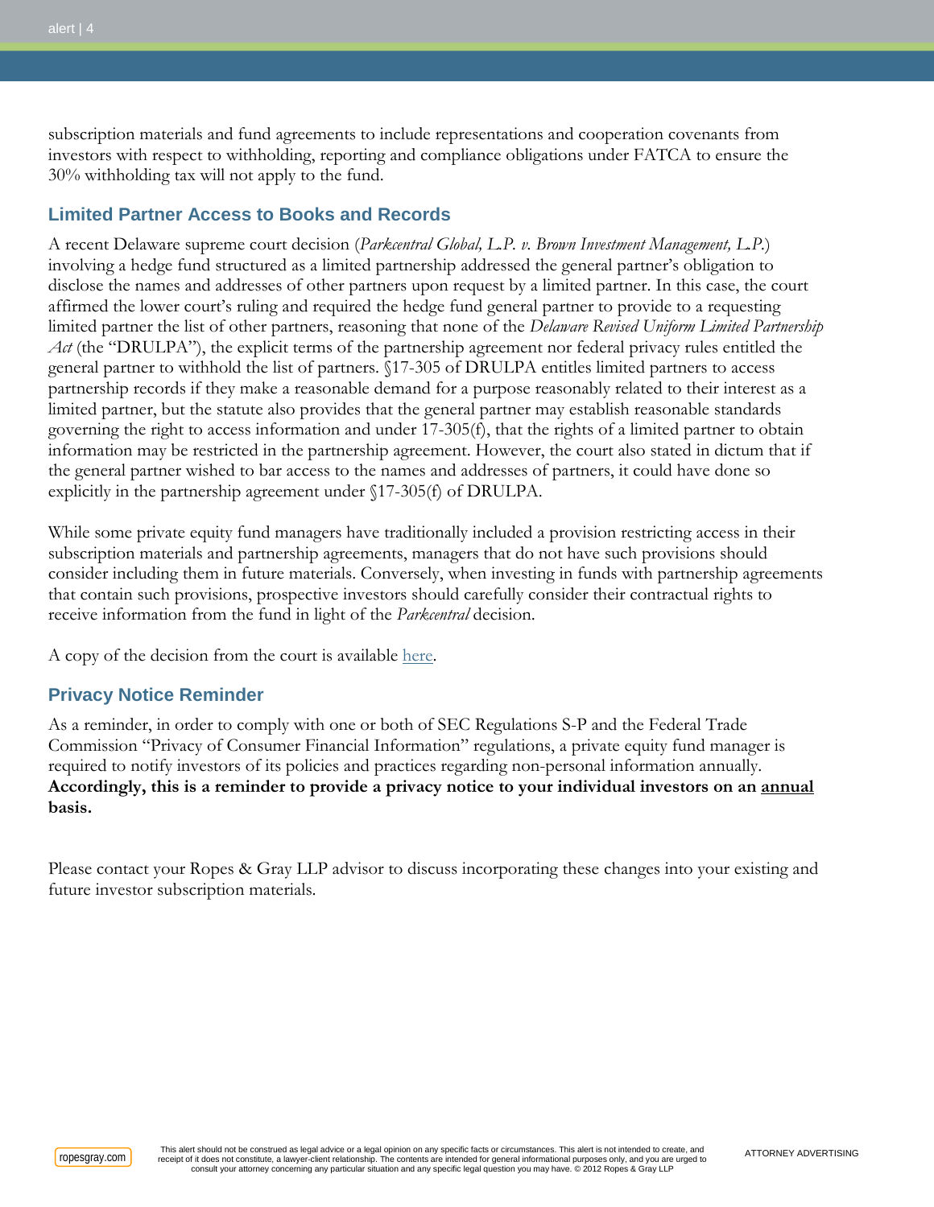subscription materials and fund agreements to include representations and cooperation covenants from investors with respect to withholding, reporting and compliance obligations under FATCA to ensure the 30% withholding tax will not apply to the fund.

## Limited Partner Access to Books and Records

A recent Delaware supreme court decision (*Parkcentral Global, L.P. v. Brown Investment Management, L.P.*) involving a hedge fund structured as a limited partnership addressed the general partner's obligation to disclose the names and addresses of other partners upon request by a limited partner. In this case, the court affirmed the lower court's ruling and required the hedge fund general partner to provide to a requesting limited partner the list of other partners, reasoning that none of the *Delaware Revised Uniform Limited Partnership Act* (the "DRULPA"), the explicit terms of the partnership agreement nor federal privacy rules entitled the general partner to withhold the list of partners. §17-305 of DRULPA entitles limited partners to access partnership records if they make a reasonable demand for a purpose reasonably related to their interest as a limited partner, but the statute also provides that the general partner may establish reasonable standards governing the right to access information and under 17-305(f), that the rights of a limited partner to obtain information may be restricted in the partnership agreement. However, the court also stated in dictum that if the general partner wished to bar access to the names and addresses of partners, it could have done so explicitly in the partnership agreement under §17-305(f) of DRULPA.

While some private equity fund managers have traditionally included a provision restricting access in their subscription materials and partnership agreements, managers that do not have such provisions should consider including them in future materials. Conversely, when investing in funds with partnership agreements that contain such provisions, prospective investors should carefully consider their contractual rights to receive information from the fund in light of the *Parkcentral* decision.

A copy of the decision from the court is available here.

## Privacy Notice Reminder

As a reminder, in order to comply with one or both of SEC Regulations S-P and the Federal Trade Commission "Privacy of Consumer Financial Information" regulations, a private equity fund manager is required to notify investors of its policies and practices regarding non-personal information annually. **Accordingly, this is a reminder to provide a privacy notice to your individual investors on an annual basis.**

Please contact your Ropes & Gray LLP advisor to discuss incorporating these changes into your existing and future investor subscription materials.

This alert should not be construed as legal advice or a legal opinion on any specific facts or circumstances. This alert is not intended to create, and receipt of it does not constitute, a lawyer-client relationship. The contents are intended for general informational purposes only, and you are urged to consult your attorney concerning any particular situation and any specific legal question you may have. © 2012 Ropes & Gray LLP

ATTORNEY ADVERTISING